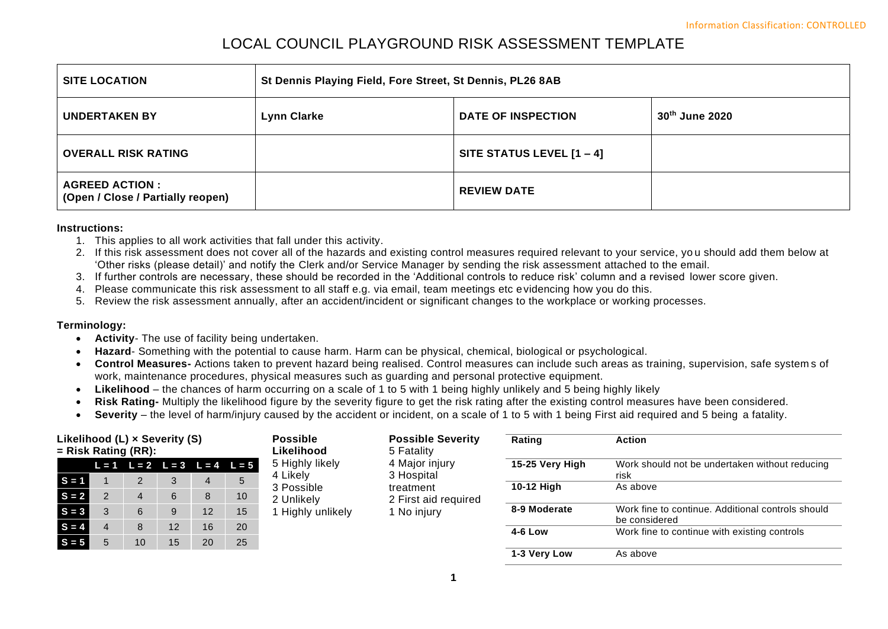Information Classification: CONTROLLED

# LOCAL COUNCIL PLAYGROUND RISK ASSESSMENT TEMPLATE

| **SITE LOCATION** | **St Dennis Playing Field, Fore Street, St Dennis, PL26 8AB** | | |
|---|---|---|---|
| **UNDERTAKEN BY** | **Lynn Clarke** | **DATE OF INSPECTION** | **30th June 2020** |
| **OVERALL RISK RATING** | | **SITE STATUS LEVEL [1 – 4]** | |
| **AGREED ACTION : (Open / Close / Partially reopen)** | | **REVIEW DATE** | |

**Instructions:**

1. This applies to all work activities that fall under this activity.
2. If this risk assessment does not cover all of the hazards and existing control measures required relevant to your service, you should add them below at 'Other risks (please detail)' and notify the Clerk and/or Service Manager by sending the risk assessment attached to the email.
3. If further controls are necessary, these should be recorded in the 'Additional controls to reduce risk' column and a revised lower score given.
4. Please communicate this risk assessment to all staff e.g. via email, team meetings etc evidencing how you do this.
5. Review the risk assessment annually, after an accident/incident or significant changes to the workplace or working processes.

**Terminology:**

- **Activity**- The use of facility being undertaken.
- **Hazard**- Something with the potential to cause harm. Harm can be physical, chemical, biological or psychological.
- **Control Measures-** Actions taken to prevent hazard being realised. Control measures can include such areas as training, supervision, safe systems of work, maintenance procedures, physical measures such as guarding and personal protective equipment.
- **Likelihood** – the chances of harm occurring on a scale of 1 to 5 with 1 being highly unlikely and 5 being highly likely
- **Risk Rating-** Multiply the likelihood figure by the severity figure to get the risk rating after the existing control measures have been considered.
- **Severity** – the level of harm/injury caused by the accident or incident, on a scale of 1 to 5 with 1 being First aid required and 5 being a fatality.

**Likelihood (L) × Severity (S) = Risk Rating (RR):**

| | L = 1 | L = 2 | L = 3 | L = 4 | L = 5 |
|---|---|---|---|---|---|
| S = 1 | 1 | 2 | 3 | 4 | 5 |
| S = 2 | 2 | 4 | 6 | 8 | 10 |
| S = 3 | 3 | 6 | 9 | 12 | 15 |
| S = 4 | 4 | 8 | 12 | 16 | 20 |
| S = 5 | 5 | 10 | 15 | 20 | 25 |

**Possible Likelihood**
5 Highly likely
4 Likely
3 Possible
2 Unlikely
1 Highly unlikely

**Possible Severity**
5 Fatality
4 Major injury
3 Hospital treatment
2 First aid required
1 No injury

| Rating | Action |
|---|---|
| **15-25 Very High** | Work should not be undertaken without reducing risk |
| **10-12 High** | As above |
| **8-9 Moderate** | Work fine to continue. Additional controls should be considered |
| **4-6 Low** | Work fine to continue with existing controls |
| **1-3 Very Low** | As above |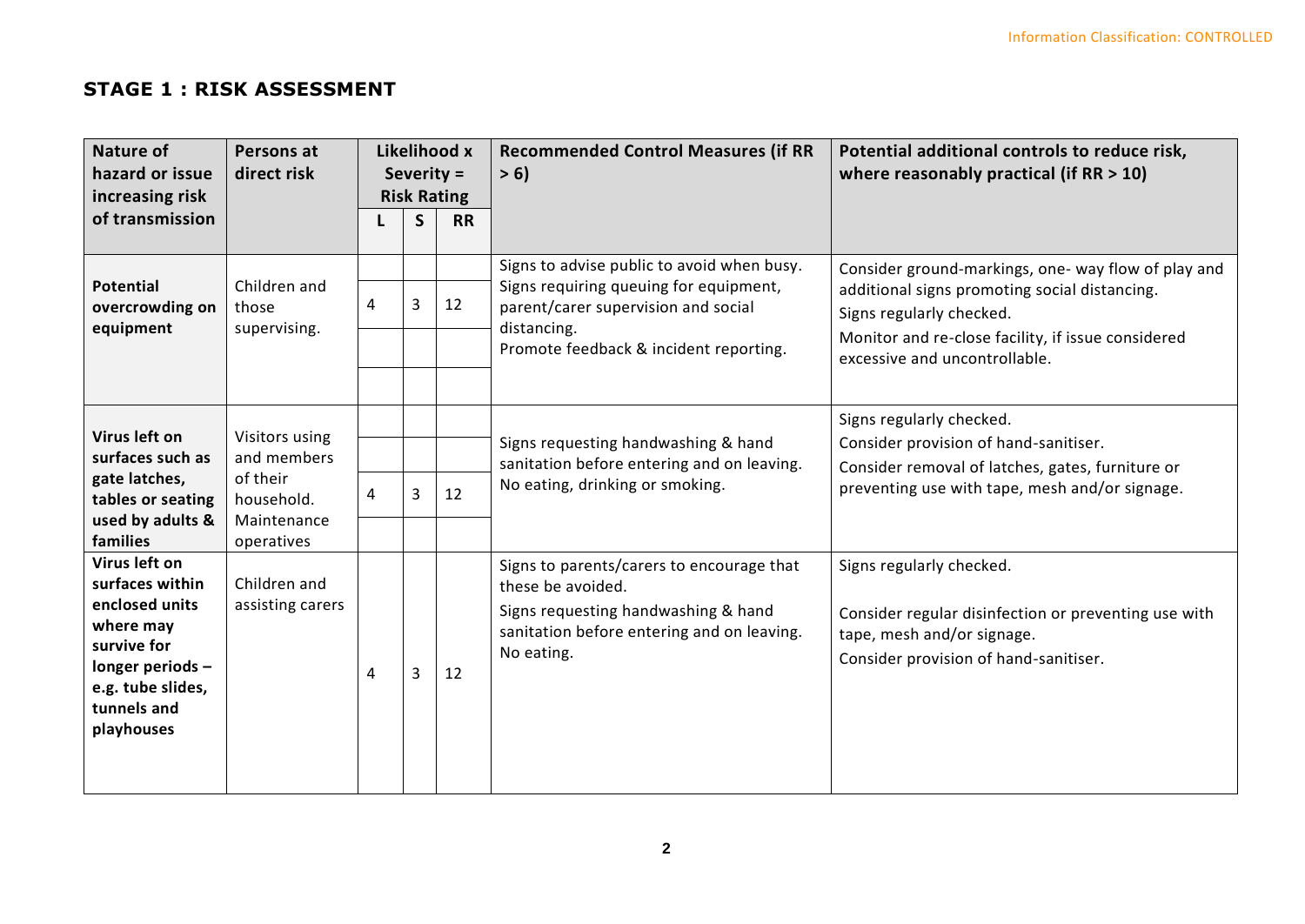## STAGE 1 : RISK ASSESSMENT

| Nature of hazard or issue increasing risk of transmission | Persons at direct risk | Likelihood x Severity = Risk Rating | | | Recommended Control Measures (if RR > 6) | Potential additional controls to reduce risk, where reasonably practical (if RR > 10) |
|---|---|---|---|---|---|---|
| | | L | S | RR | | |
| **Potential overcrowding on equipment** | Children and those supervising. | 4 | 3 | 12 | Signs to advise public to avoid when busy.<br>Signs requiring queuing for equipment, parent/carer supervision and social distancing.<br>Promote feedback & incident reporting. | Consider ground-markings, one- way flow of play and additional signs promoting social distancing.<br>Signs regularly checked.<br>Monitor and re-close facility, if issue considered excessive and uncontrollable. |
| **Virus left on surfaces such as gate latches, tables or seating used by adults & families** | Visitors using and members of their household. Maintenance operatives | 4 | 3 | 12 | Signs requesting handwashing & hand sanitation before entering and on leaving.<br>No eating, drinking or smoking. | Signs regularly checked.<br>Consider provision of hand-sanitiser.<br>Consider removal of latches, gates, furniture or preventing use with tape, mesh and/or signage. |
| **Virus left on surfaces within enclosed units where may survive for longer periods – e.g. tube slides, tunnels and playhouses** | Children and assisting carers | 4 | 3 | 12 | Signs to parents/carers to encourage that these be avoided.<br>Signs requesting handwashing & hand sanitation before entering and on leaving.<br>No eating. | Signs regularly checked.<br>Consider regular disinfection or preventing use with tape, mesh and/or signage.<br>Consider provision of hand-sanitiser. |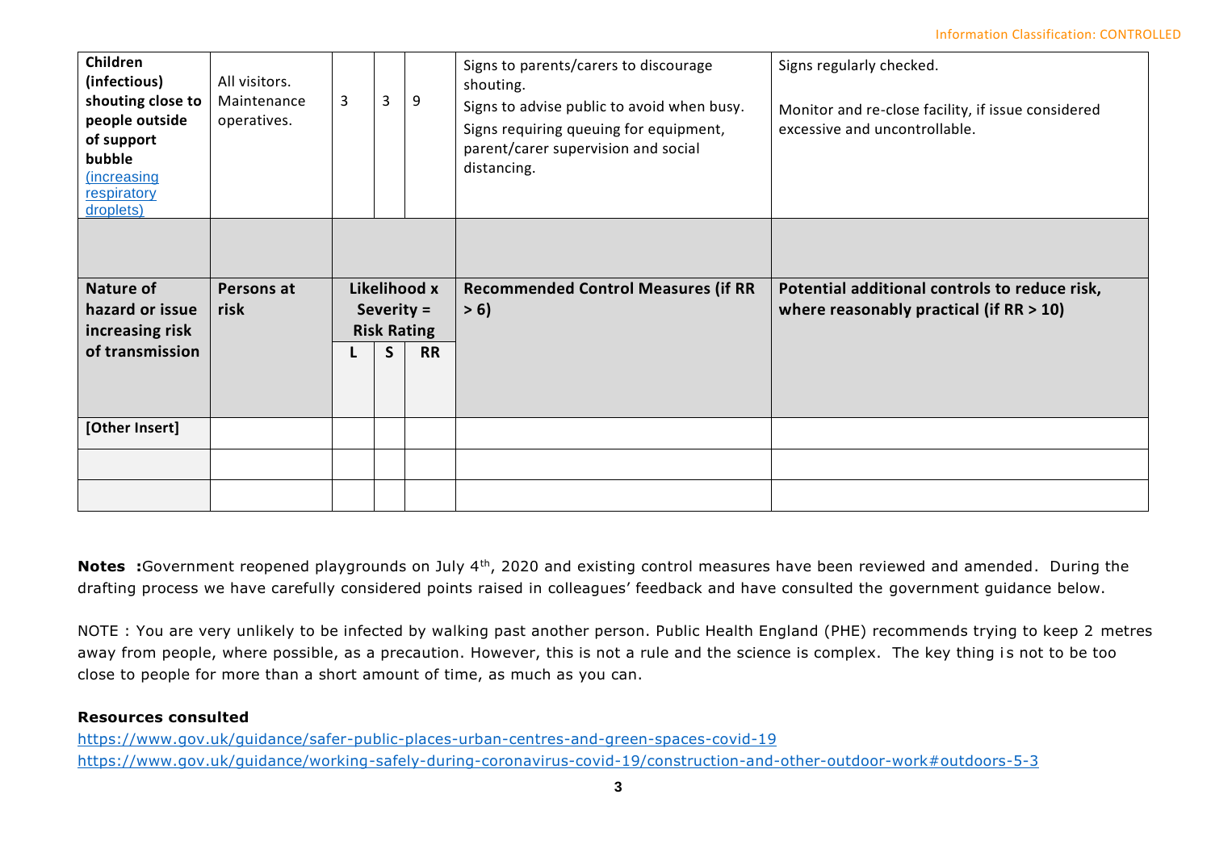| **Children (infectious) shouting close to people outside of support bubble** [(increasing respiratory droplets)]() | All visitors. Maintenance operatives. | 3 | 3 | 9 | Signs to parents/carers to discourage shouting.<br>Signs to advise public to avoid when busy.<br>Signs requiring queuing for equipment, parent/carer supervision and social distancing. | Signs regularly checked.<br><br>Monitor and re-close facility, if issue considered excessive and uncontrollable. |
|---|---|---|---|---|---|---|
| | | | | | | |
| **Nature of hazard or issue increasing risk of transmission** | **Persons at risk** | **Likelihood x Severity = Risk Rating** | | | **Recommended Control Measures (if RR > 6)** | **Potential additional controls to reduce risk, where reasonably practical (if RR > 10)** |
| | | **L** | **S** | **RR** | | |
| **[Other Insert]** | | | | | | |
| | | | | | | |
| | | | | | | |

**Notes :** Government reopened playgrounds on July 4th, 2020 and existing control measures have been reviewed and amended. During the drafting process we have carefully considered points raised in colleagues' feedback and have consulted the government guidance below.

NOTE : You are very unlikely to be infected by walking past another person. Public Health England (PHE) recommends trying to keep 2 metres away from people, where possible, as a precaution. However, this is not a rule and the science is complex. The key thing is not to be too close to people for more than a short amount of time, as much as you can.

**Resources consulted**

https://www.gov.uk/guidance/safer-public-places-urban-centres-and-green-spaces-covid-19
https://www.gov.uk/guidance/working-safely-during-coronavirus-covid-19/construction-and-other-outdoor-work#outdoors-5-3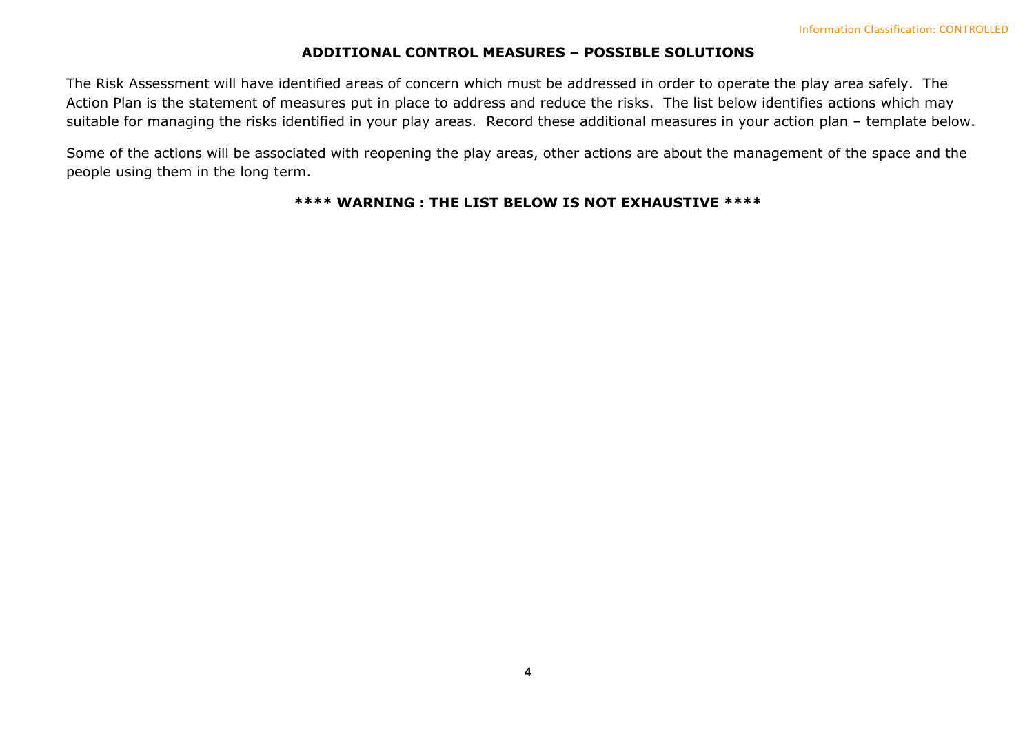## ADDITIONAL CONTROL MEASURES – POSSIBLE SOLUTIONS

The Risk Assessment will have identified areas of concern which must be addressed in order to operate the play area safely. The Action Plan is the statement of measures put in place to address and reduce the risks. The list below identifies actions which may suitable for managing the risks identified in your play areas. Record these additional measures in your action plan – template below.

Some of the actions will be associated with reopening the play areas, other actions are about the management of the space and the people using them in the long term.

**\*\*\*\* WARNING : THE LIST BELOW IS NOT EXHAUSTIVE \*\*\*\***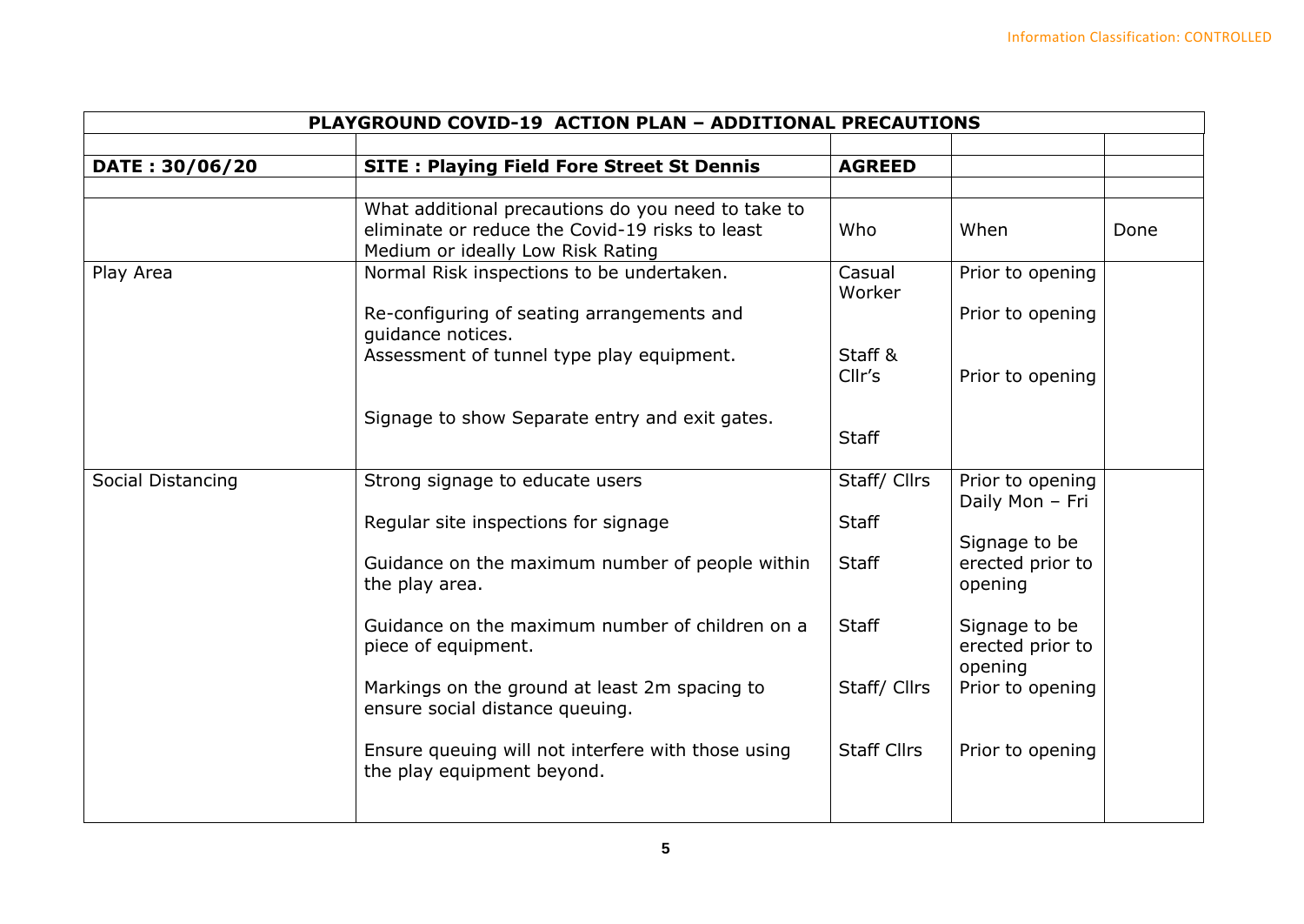Information Classification: CONTROLLED

| PLAYGROUND COVID-19 ACTION PLAN – ADDITIONAL PRECAUTIONS | | | | |
|---|---|---|---|---|
| | | | | |
| **DATE : 30/06/20** | **SITE : Playing Field Fore Street St Dennis** | **AGREED** | | |
| | | | | |
| | What additional precautions do you need to take to eliminate or reduce the Covid-19 risks to least Medium or ideally Low Risk Rating | Who | When | Done |
| Play Area | Normal Risk inspections to be undertaken.<br><br>Re-configuring of seating arrangements and guidance notices.<br>Assessment of tunnel type play equipment.<br><br>Signage to show Separate entry and exit gates. | Casual Worker<br><br>Staff & Cllr's<br><br>Staff | Prior to opening<br><br>Prior to opening<br><br>Prior to opening | |
| Social Distancing | Strong signage to educate users<br><br>Regular site inspections for signage<br><br>Guidance on the maximum number of people within the play area.<br><br>Guidance on the maximum number of children on a piece of equipment.<br><br>Markings on the ground at least 2m spacing to ensure social distance queuing.<br><br>Ensure queuing will not interfere with those using the play equipment beyond. | Staff/ Cllrs<br><br>Staff<br><br>Staff<br><br>Staff<br><br>Staff/ Cllrs<br><br>Staff Cllrs | Prior to opening<br>Daily Mon – Fri<br><br>Signage to be erected prior to opening<br><br>Signage to be erected prior to opening<br>Prior to opening<br><br>Prior to opening | |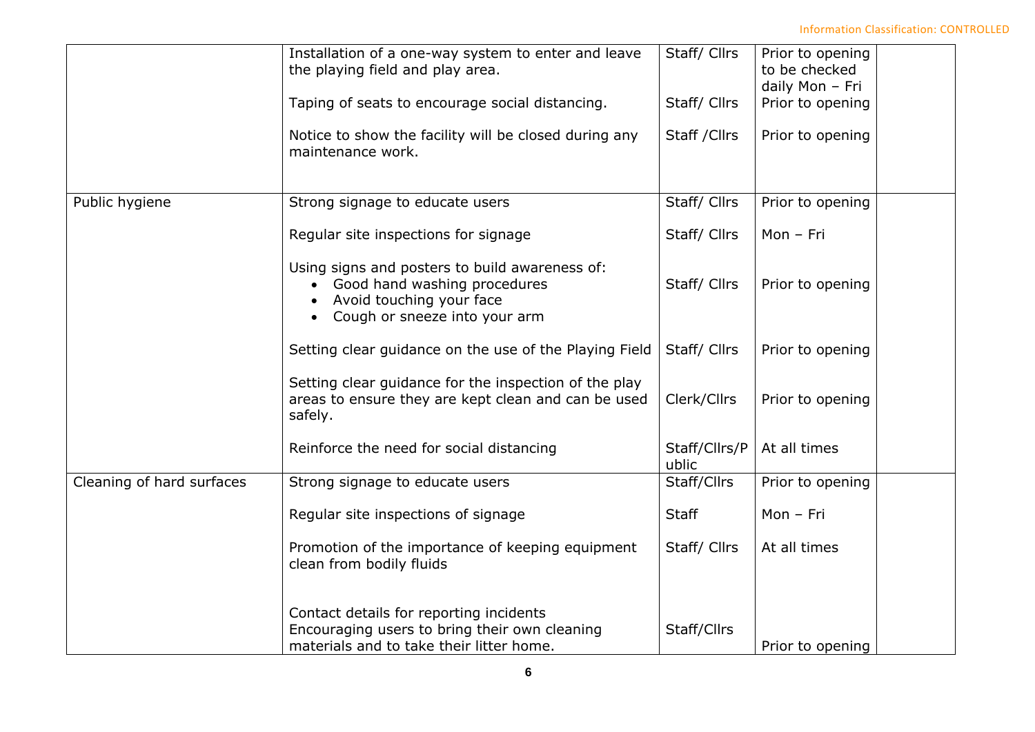|  |  |  |  |  |
|---|---|---|---|---|
|  | Installation of a one-way system to enter and leave the playing field and play area.<br><br>Taping of seats to encourage social distancing.<br><br>Notice to show the facility will be closed during any maintenance work. | Staff/ Cllrs<br><br>Staff/ Cllrs<br><br>Staff /Cllrs | Prior to opening to be checked daily Mon – Fri<br>Prior to opening<br><br>Prior to opening |  |
| Public hygiene | Strong signage to educate users<br><br>Regular site inspections for signage<br><br>Using signs and posters to build awareness of:<br>• Good hand washing procedures<br>• Avoid touching your face<br>• Cough or sneeze into your arm<br><br>Setting clear guidance on the use of the Playing Field<br><br>Setting clear guidance for the inspection of the play areas to ensure they are kept clean and can be used safely.<br><br>Reinforce the need for social distancing | Staff/ Cllrs<br><br>Staff/ Cllrs<br><br>Staff/ Cllrs<br><br>Staff/ Cllrs<br><br>Clerk/Cllrs<br><br>Staff/Cllrs/Public | Prior to opening<br><br>Mon – Fri<br><br>Prior to opening<br><br>Prior to opening<br><br>Prior to opening<br><br>At all times |  |
| Cleaning of hard surfaces | Strong signage to educate users<br><br>Regular site inspections of signage<br><br>Promotion of the importance of keeping equipment clean from bodily fluids<br><br>Contact details for reporting incidents<br>Encouraging users to bring their own cleaning materials and to take their litter home. | Staff/Cllrs<br><br>Staff<br><br>Staff/ Cllrs<br><br>Staff/Cllrs | Prior to opening<br><br>Mon – Fri<br><br>At all times<br><br>Prior to opening |  |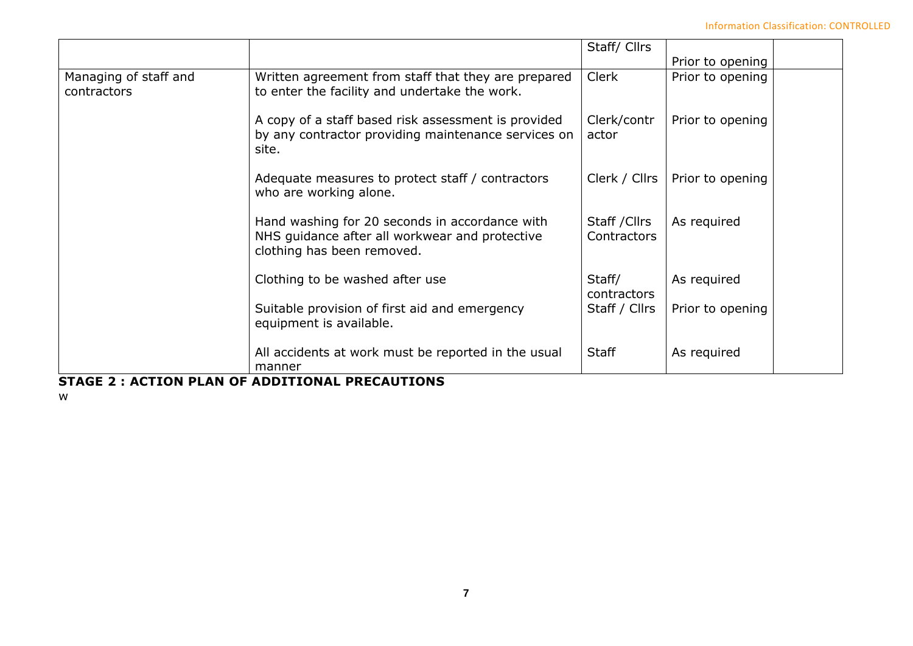| | | | | |
|---|---|---|---|---|
| | | Staff/ Cllrs | Prior to opening | |
| Managing of staff and contractors | Written agreement from staff that they are prepared to enter the facility and undertake the work. | Clerk | Prior to opening | |
| | A copy of a staff based risk assessment is provided by any contractor providing maintenance services on site. | Clerk/contractor | Prior to opening | |
| | Adequate measures to protect staff / contractors who are working alone. | Clerk / Cllrs | Prior to opening | |
| | Hand washing for 20 seconds in accordance with NHS guidance after all workwear and protective clothing has been removed. | Staff /Cllrs Contractors | As required | |
| | Clothing to be washed after use | Staff/ contractors | As required | |
| | Suitable provision of first aid and emergency equipment is available. | Staff / Cllrs | Prior to opening | |
| | All accidents at work must be reported in the usual manner | Staff | As required | |

**STAGE 2 : ACTION PLAN OF ADDITIONAL PRECAUTIONS**

w